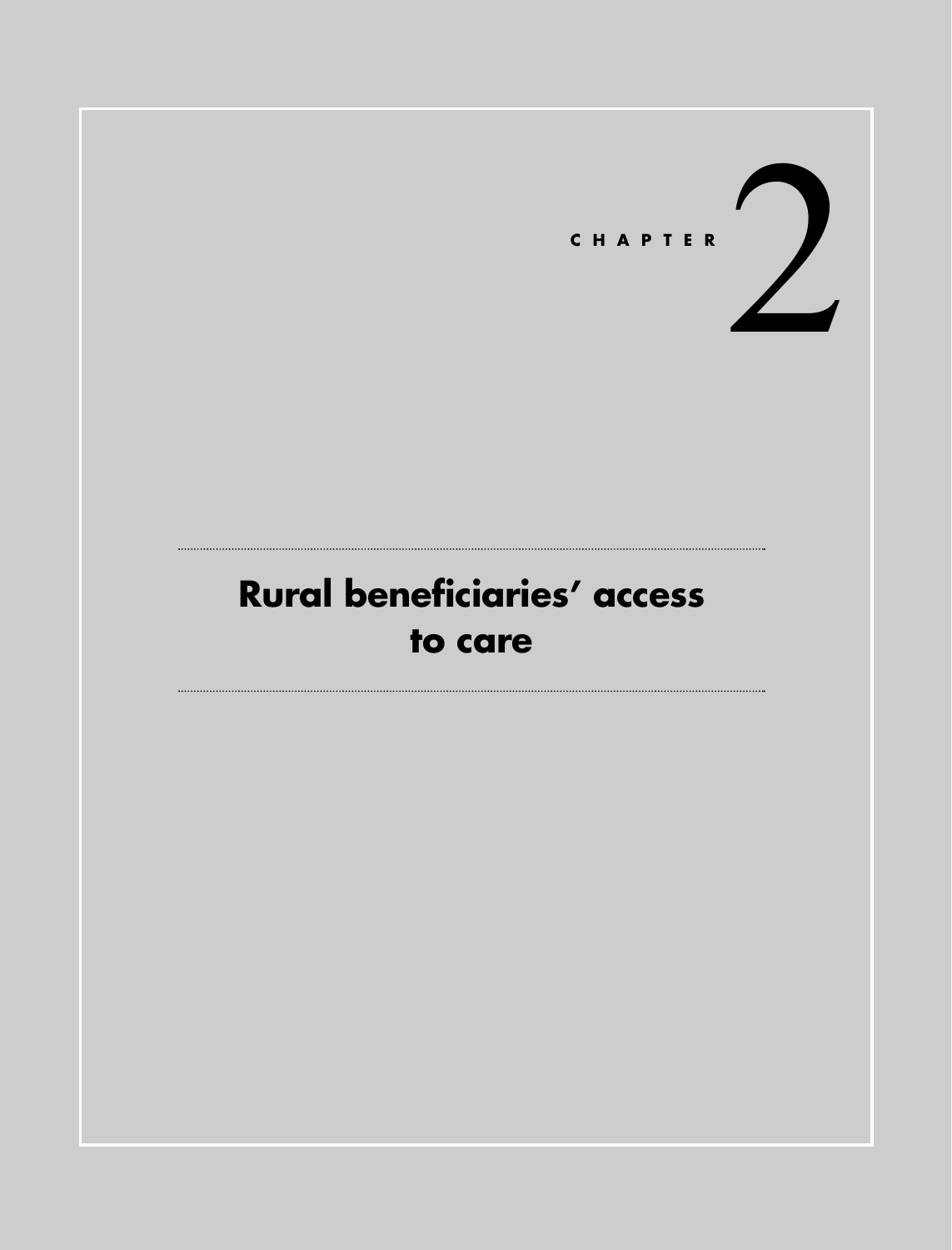# CHAPTER 2

# Rural beneficiaries' access to care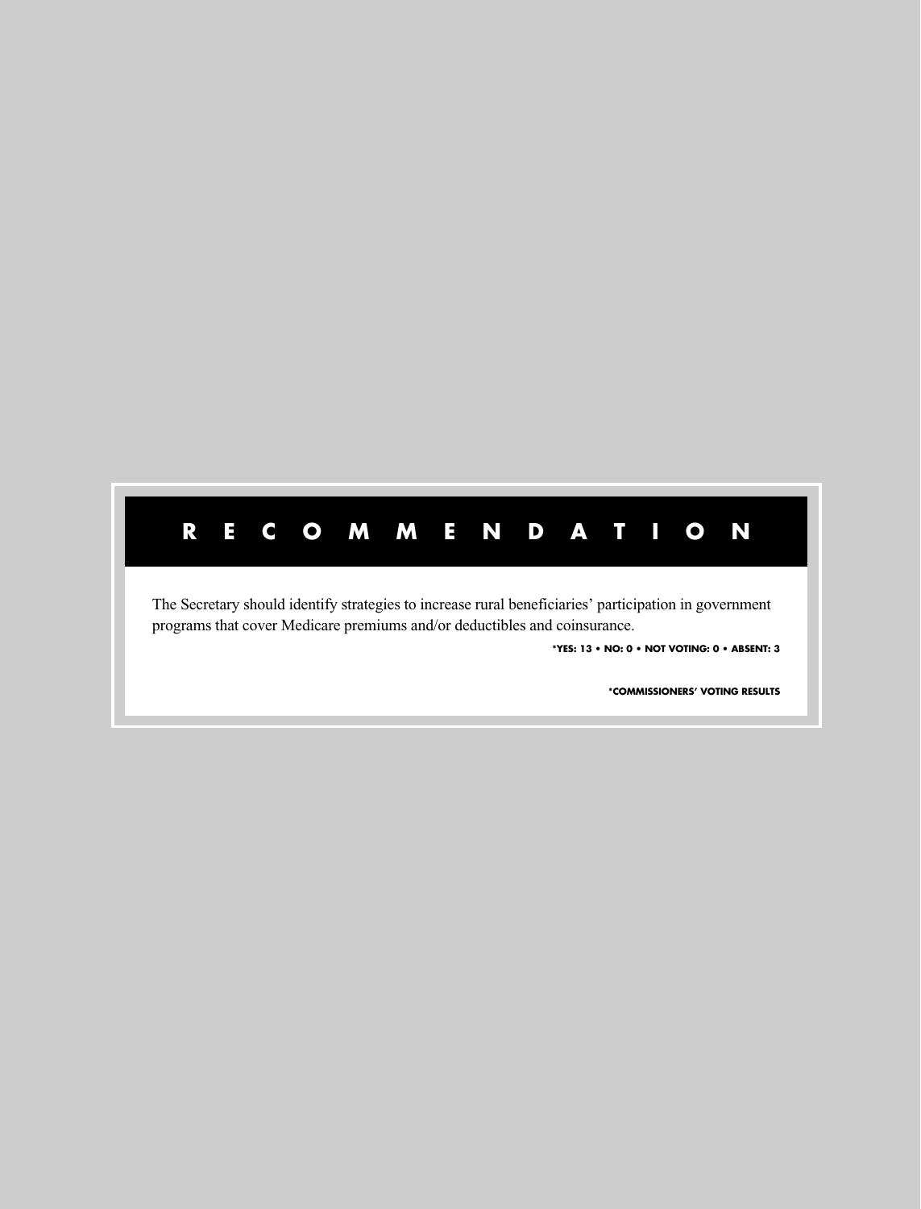# RECOMMENDATION

The Secretary should identify strategies to increase rural beneficiaries' participation in government programs that cover Medicare premiums and/or deductibles and coinsurance.

*YES: 13 • NO: 0 • NOT VOTING: 0 • ABSENT: 3

*COMMISSIONERS' VOTING RESULTS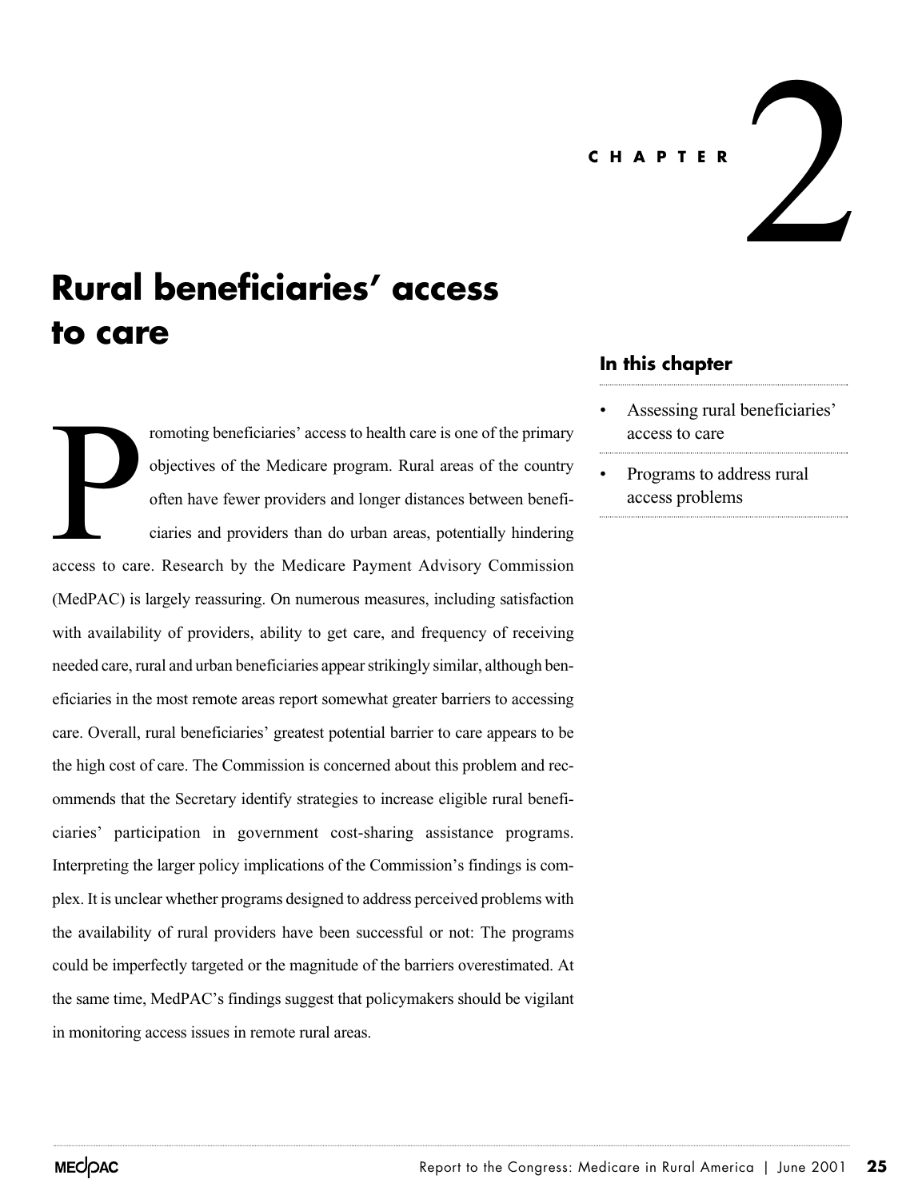# CHAPTER 2

# Rural beneficiaries' access to care

Promoting beneficiaries' access to health care is one of the primary objectives of the Medicare program. Rural areas of the country often have fewer providers and longer distances between beneficiaries and providers than do urban areas, potentially hindering access to care. Research by the Medicare Payment Advisory Commission (MedPAC) is largely reassuring. On numerous measures, including satisfaction with availability of providers, ability to get care, and frequency of receiving needed care, rural and urban beneficiaries appear strikingly similar, although beneficiaries in the most remote areas report somewhat greater barriers to accessing care. Overall, rural beneficiaries' greatest potential barrier to care appears to be the high cost of care. The Commission is concerned about this problem and recommends that the Secretary identify strategies to increase eligible rural beneficiaries' participation in government cost-sharing assistance programs. Interpreting the larger policy implications of the Commission's findings is complex. It is unclear whether programs designed to address perceived problems with the availability of rural providers have been successful or not: The programs could be imperfectly targeted or the magnitude of the barriers overestimated. At the same time, MedPAC's findings suggest that policymakers should be vigilant in monitoring access issues in remote rural areas.

### In this chapter

- Assessing rural beneficiaries' access to care
- Programs to address rural access problems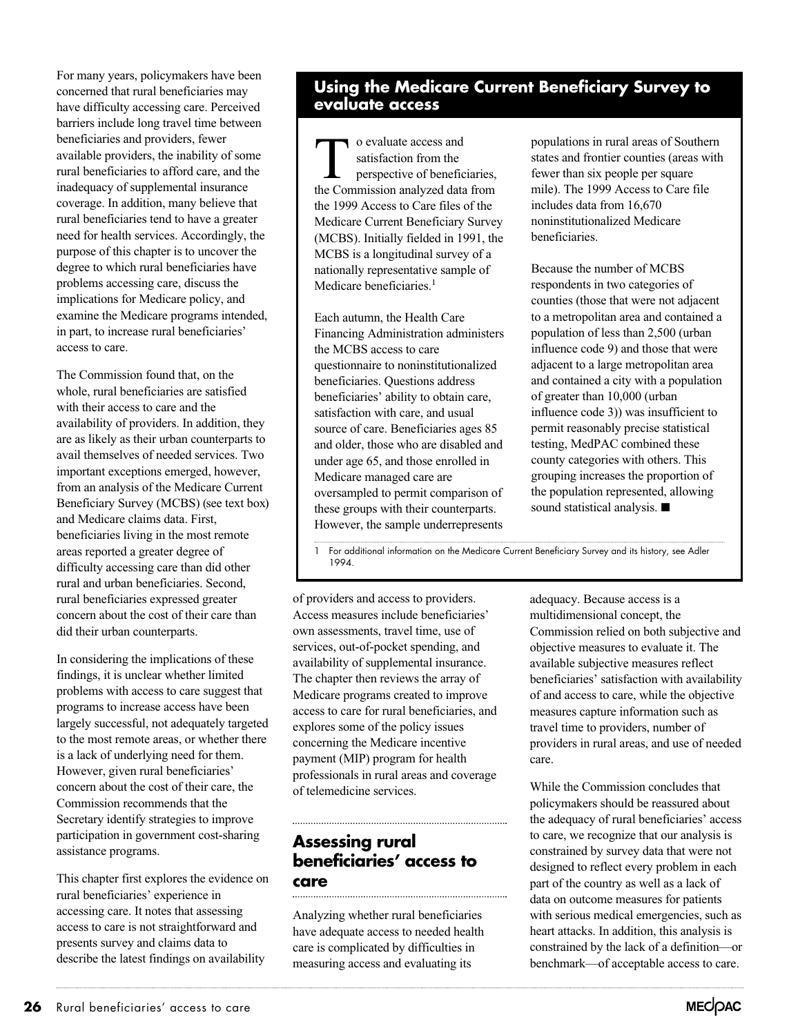For many years, policymakers have been concerned that rural beneficiaries may have difficulty accessing care. Perceived barriers include long travel time between beneficiaries and providers, fewer available providers, the inability of some rural beneficiaries to afford care, and the inadequacy of supplemental insurance coverage. In addition, many believe that rural beneficiaries tend to have a greater need for health services. Accordingly, the purpose of this chapter is to uncover the degree to which rural beneficiaries have problems accessing care, discuss the implications for Medicare policy, and examine the Medicare programs intended, in part, to increase rural beneficiaries' access to care.

The Commission found that, on the whole, rural beneficiaries are satisfied with their access to care and the availability of providers. In addition, they are as likely as their urban counterparts to avail themselves of needed services. Two important exceptions emerged, however, from an analysis of the Medicare Current Beneficiary Survey (MCBS) (see text box) and Medicare claims data. First, beneficiaries living in the most remote areas reported a greater degree of difficulty accessing care than did other rural and urban beneficiaries. Second, rural beneficiaries expressed greater concern about the cost of their care than did their urban counterparts.

In considering the implications of these findings, it is unclear whether limited problems with access to care suggest that programs to increase access have been largely successful, not adequately targeted to the most remote areas, or whether there is a lack of underlying need for them. However, given rural beneficiaries' concern about the cost of their care, the Commission recommends that the Secretary identify strategies to improve participation in government cost-sharing assistance programs.

This chapter first explores the evidence on rural beneficiaries' experience in accessing care. It notes that assessing access to care is not straightforward and presents survey and claims data to describe the latest findings on availability of providers and access to providers. Access measures include beneficiaries' own assessments, travel time, use of services, out-of-pocket spending, and availability of supplemental insurance. The chapter then reviews the array of Medicare programs created to improve access to care for rural beneficiaries, and explores some of the policy issues concerning the Medicare incentive payment (MIP) program for health professionals in rural areas and coverage of telemedicine services.

### Using the Medicare Current Beneficiary Survey to evaluate access

To evaluate access and satisfaction from the perspective of beneficiaries, the Commission analyzed data from the 1999 Access to Care files of the Medicare Current Beneficiary Survey (MCBS). Initially fielded in 1991, the MCBS is a longitudinal survey of a nationally representative sample of Medicare beneficiaries.[1]

Each autumn, the Health Care Financing Administration administers the MCBS access to care questionnaire to noninstitutionalized beneficiaries. Questions address beneficiaries' ability to obtain care, satisfaction with care, and usual source of care. Beneficiaries ages 85 and older, those who are disabled and under age 65, and those enrolled in Medicare managed care are oversampled to permit comparison of these groups with their counterparts. However, the sample underrepresents populations in rural areas of Southern states and frontier counties (areas with fewer than six people per square mile). The 1999 Access to Care file includes data from 16,670 noninstitutionalized Medicare beneficiaries.

Because the number of MCBS respondents in two categories of counties (those that were not adjacent to a metropolitan area and contained a population of less than 2,500 (urban influence code 9) and those that were adjacent to a large metropolitan area and contained a city with a population of greater than 10,000 (urban influence code 3)) was insufficient to permit reasonably precise statistical testing, MedPAC combined these county categories with others. This grouping increases the proportion of the population represented, allowing sound statistical analysis. ■

1 For additional information on the Medicare Current Beneficiary Survey and its history, see Adler 1994.

## Assessing rural beneficiaries' access to care

Analyzing whether rural beneficiaries have adequate access to needed health care is complicated by difficulties in measuring access and evaluating its adequacy. Because access is a multidimensional concept, the Commission relied on both subjective and objective measures to evaluate it. The available subjective measures reflect beneficiaries' satisfaction with availability of and access to care, while the objective measures capture information such as travel time to providers, number of providers in rural areas, and use of needed care.

While the Commission concludes that policymakers should be reassured about the adequacy of rural beneficiaries' access to care, we recognize that our analysis is constrained by survey data that were not designed to reflect every problem in each part of the country as well as a lack of data on outcome measures for patients with serious medical emergencies, such as heart attacks. In addition, this analysis is constrained by the lack of a definition—or benchmark—of acceptable access to care.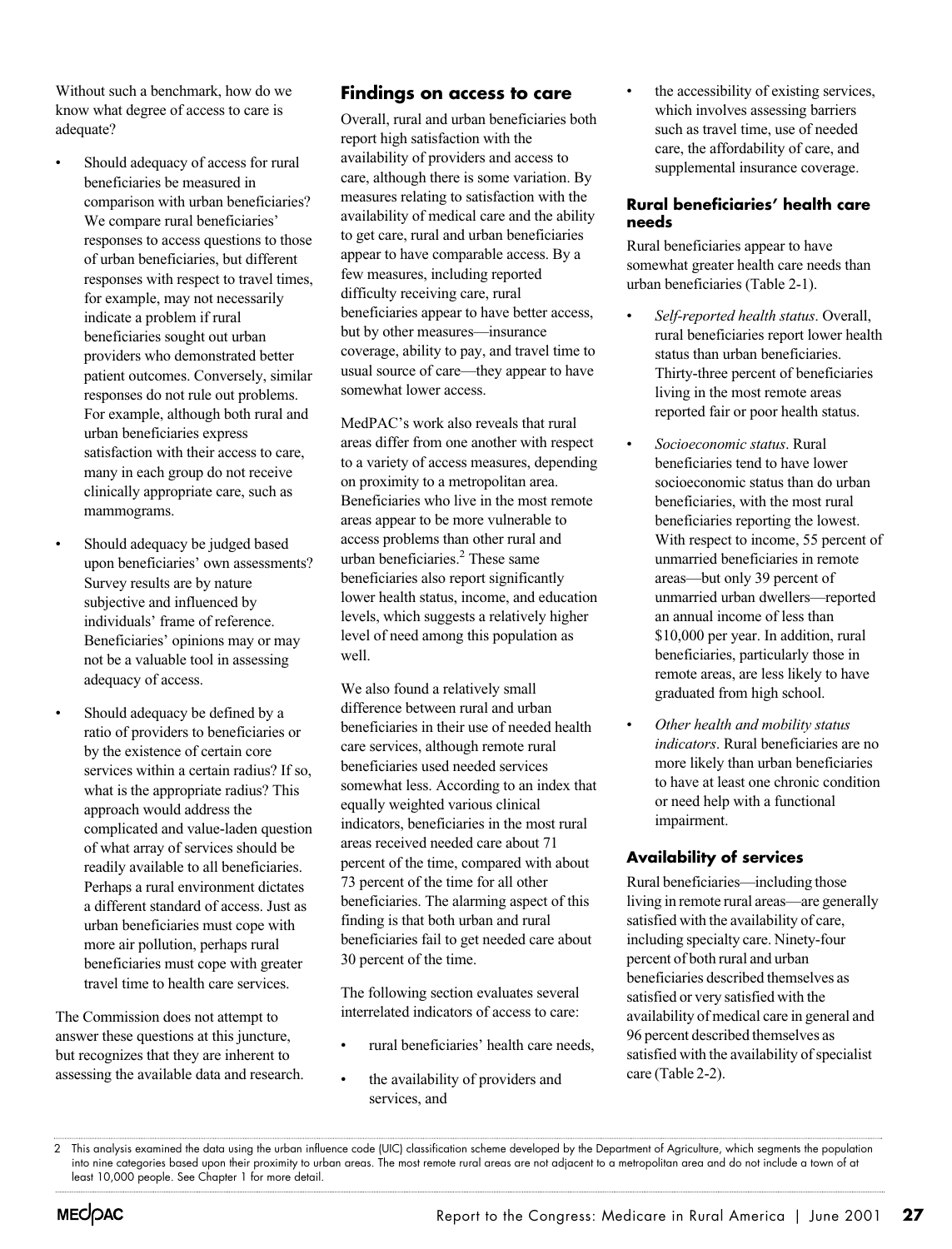Without such a benchmark, how do we know what degree of access to care is adequate?

- Should adequacy of access for rural beneficiaries be measured in comparison with urban beneficiaries? We compare rural beneficiaries' responses to access questions to those of urban beneficiaries, but different responses with respect to travel times, for example, may not necessarily indicate a problem if rural beneficiaries sought out urban providers who demonstrated better patient outcomes. Conversely, similar responses do not rule out problems. For example, although both rural and urban beneficiaries express satisfaction with their access to care, many in each group do not receive clinically appropriate care, such as mammograms.
- Should adequacy be judged based upon beneficiaries' own assessments? Survey results are by nature subjective and influenced by individuals' frame of reference. Beneficiaries' opinions may or may not be a valuable tool in assessing adequacy of access.
- Should adequacy be defined by a ratio of providers to beneficiaries or by the existence of certain core services within a certain radius? If so, what is the appropriate radius? This approach would address the complicated and value-laden question of what array of services should be readily available to all beneficiaries. Perhaps a rural environment dictates a different standard of access. Just as urban beneficiaries must cope with more air pollution, perhaps rural beneficiaries must cope with greater travel time to health care services.

The Commission does not attempt to answer these questions at this juncture, but recognizes that they are inherent to assessing the available data and research.

## Findings on access to care

Overall, rural and urban beneficiaries both report high satisfaction with the availability of providers and access to care, although there is some variation. By measures relating to satisfaction with the availability of medical care and the ability to get care, rural and urban beneficiaries appear to have comparable access. By a few measures, including reported difficulty receiving care, rural beneficiaries appear to have better access, but by other measures—insurance coverage, ability to pay, and travel time to usual source of care—they appear to have somewhat lower access.

MedPAC's work also reveals that rural areas differ from one another with respect to a variety of access measures, depending on proximity to a metropolitan area. Beneficiaries who live in the most remote areas appear to be more vulnerable to access problems than other rural and urban beneficiaries.[2] These same beneficiaries also report significantly lower health status, income, and education levels, which suggests a relatively higher level of need among this population as well.

We also found a relatively small difference between rural and urban beneficiaries in their use of needed health care services, although remote rural beneficiaries used needed services somewhat less. According to an index that equally weighted various clinical indicators, beneficiaries in the most rural areas received needed care about 71 percent of the time, compared with about 73 percent of the time for all other beneficiaries. The alarming aspect of this finding is that both urban and rural beneficiaries fail to get needed care about 30 percent of the time.

The following section evaluates several interrelated indicators of access to care:

- rural beneficiaries' health care needs,
- the availability of providers and services, and
- the accessibility of existing services, which involves assessing barriers such as travel time, use of needed care, the affordability of care, and supplemental insurance coverage.

### Rural beneficiaries' health care needs

Rural beneficiaries appear to have somewhat greater health care needs than urban beneficiaries (Table 2-1).

- *Self-reported health status*. Overall, rural beneficiaries report lower health status than urban beneficiaries. Thirty-three percent of beneficiaries living in the most remote areas reported fair or poor health status.
- *Socioeconomic status*. Rural beneficiaries tend to have lower socioeconomic status than do urban beneficiaries, with the most rural beneficiaries reporting the lowest. With respect to income, 55 percent of unmarried beneficiaries in remote areas—but only 39 percent of unmarried urban dwellers—reported an annual income of less than $10,000 per year. In addition, rural beneficiaries, particularly those in remote areas, are less likely to have graduated from high school.
- *Other health and mobility status indicators*. Rural beneficiaries are no more likely than urban beneficiaries to have at least one chronic condition or need help with a functional impairment.

### Availability of services

Rural beneficiaries—including those living in remote rural areas—are generally satisfied with the availability of care, including specialty care. Ninety-four percent of both rural and urban beneficiaries described themselves as satisfied or very satisfied with the availability of medical care in general and 96 percent described themselves as satisfied with the availability of specialist care (Table 2-2).

---

2 This analysis examined the data using the urban influence code (UIC) classification scheme developed by the Department of Agriculture, which segments the population into nine categories based upon their proximity to urban areas. The most remote rural areas are not adjacent to a metropolitan area and do not include a town of at least 10,000 people. See Chapter 1 for more detail.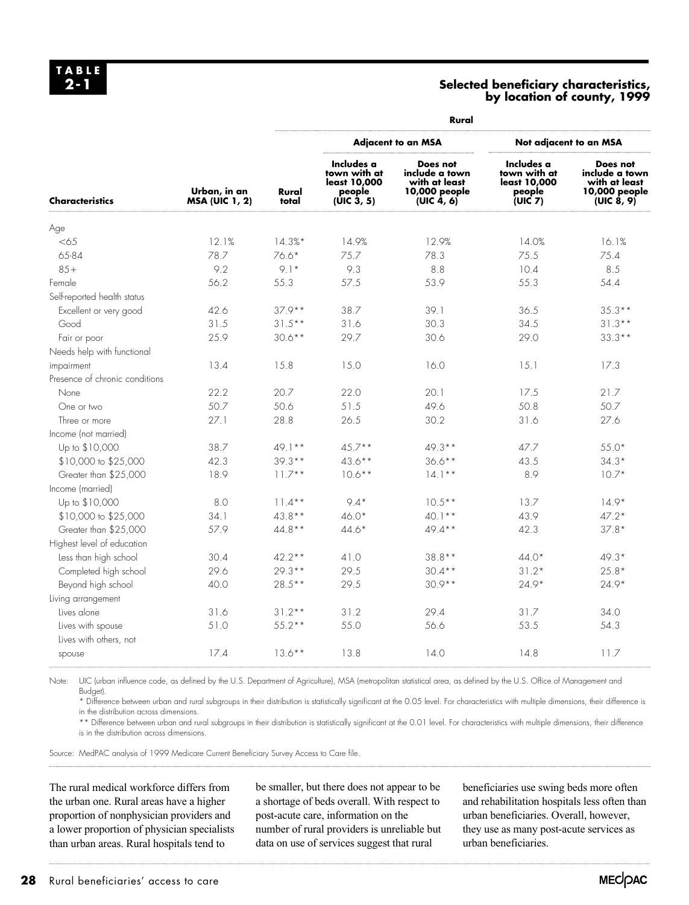**TABLE 2-1**

**Selected beneficiary characteristics, by location of county, 1999**

| Characteristics | Urban, in an MSA (UIC 1, 2) | Rural total | Rural: Adjacent to an MSA: Includes a town with at least 10,000 people (UIC 3, 5) | Rural: Adjacent to an MSA: Does not include a town with at least 10,000 people (UIC 4, 6) | Rural: Not adjacent to an MSA: Includes a town with at least 10,000 people (UIC 7) | Rural: Not adjacent to an MSA: Does not include a town with at least 10,000 people (UIC 8, 9) |
|---|---|---|---|---|---|---|
| Age | | | | | | |
| <65 | 12.1% | 14.3%* | 14.9% | 12.9% | 14.0% | 16.1% |
| 65-84 | 78.7 | 76.6* | 75.7 | 78.3 | 75.5 | 75.4 |
| 85+ | 9.2 | 9.1* | 9.3 | 8.8 | 10.4 | 8.5 |
| Female | 56.2 | 55.3 | 57.5 | 53.9 | 55.3 | 54.4 |
| Self-reported health status | | | | | | |
| Excellent or very good | 42.6 | 37.9** | 38.7 | 39.1 | 36.5 | 35.3** |
| Good | 31.5 | 31.5** | 31.6 | 30.3 | 34.5 | 31.3** |
| Fair or poor | 25.9 | 30.6** | 29.7 | 30.6 | 29.0 | 33.3** |
| Needs help with functional impairment | 13.4 | 15.8 | 15.0 | 16.0 | 15.1 | 17.3 |
| Presence of chronic conditions | | | | | | |
| None | 22.2 | 20.7 | 22.0 | 20.1 | 17.5 | 21.7 |
| One or two | 50.7 | 50.6 | 51.5 | 49.6 | 50.8 | 50.7 |
| Three or more | 27.1 | 28.8 | 26.5 | 30.2 | 31.6 | 27.6 |
| Income (not married) | | | | | | |
| Up to $10,000 | 38.7 | 49.1** | 45.7** | 49.3** | 47.7 | 55.0* |
| $10,000 to $25,000 | 42.3 | 39.3** | 43.6** | 36.6** | 43.5 | 34.3* |
| Greater than $25,000 | 18.9 | 11.7** | 10.6** | 14.1** | 8.9 | 10.7* |
| Income (married) | | | | | | |
| Up to $10,000 | 8.0 | 11.4** | 9.4* | 10.5** | 13.7 | 14.9* |
| $10,000 to $25,000 | 34.1 | 43.8** | 46.0* | 40.1** | 43.9 | 47.2* |
| Greater than $25,000 | 57.9 | 44.8** | 44.6* | 49.4** | 42.3 | 37.8* |
| Highest level of education | | | | | | |
| Less than high school | 30.4 | 42.2** | 41.0 | 38.8** | 44.0* | 49.3* |
| Completed high school | 29.6 | 29.3** | 29.5 | 30.4** | 31.2* | 25.8* |
| Beyond high school | 40.0 | 28.5** | 29.5 | 30.9** | 24.9* | 24.9* |
| Living arrangement | | | | | | |
| Lives alone | 31.6 | 31.2** | 31.2 | 29.4 | 31.7 | 34.0 |
| Lives with spouse | 51.0 | 55.2** | 55.0 | 56.6 | 53.5 | 54.3 |
| Lives with others, not spouse | 17.4 | 13.6** | 13.8 | 14.0 | 14.8 | 11.7 |

Note: UIC (urban influence code, as defined by the U.S. Department of Agriculture), MSA (metropolitan statistical area, as defined by the U.S. Office of Management and Budget).
* Difference between urban and rural subgroups in their distribution is statistically significant at the 0.05 level. For characteristics with multiple dimensions, their difference is in the distribution across dimensions.
** Difference between urban and rural subgroups in their distribution is statistically significant at the 0.01 level. For characteristics with multiple dimensions, their difference is in the distribution across dimensions.

Source: MedPAC analysis of 1999 Medicare Current Beneficiary Survey Access to Care file.

The rural medical workforce differs from the urban one. Rural areas have a higher proportion of nonphysician providers and a lower proportion of physician specialists than urban areas. Rural hospitals tend to be smaller, but there does not appear to be a shortage of beds overall. With respect to post-acute care, information on the number of rural providers is unreliable but data on use of services suggest that rural beneficiaries use swing beds more often and rehabilitation hospitals less often than urban beneficiaries. Overall, however, they use as many post-acute services as urban beneficiaries.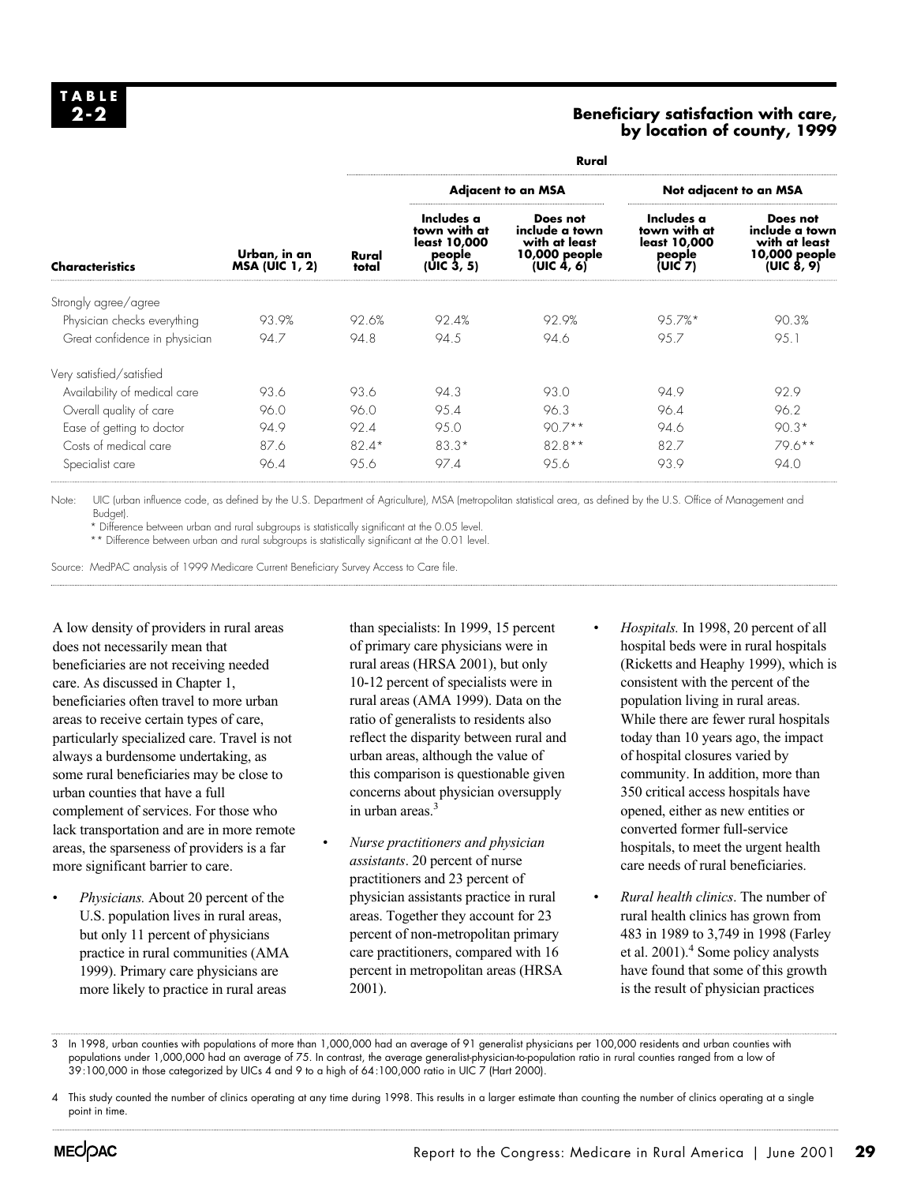**TABLE 2-2**

**Beneficiary satisfaction with care, by location of county, 1999**

| Characteristics | Urban, in an MSA (UIC 1, 2) | Rural total | Rural: Adjacent to an MSA: Includes a town with at least 10,000 people (UIC 3, 5) | Rural: Adjacent to an MSA: Does not include a town with at least 10,000 people (UIC 4, 6) | Rural: Not adjacent to an MSA: Includes a town with at least 10,000 people (UIC 7) | Rural: Not adjacent to an MSA: Does not include a town with at least 10,000 people (UIC 8, 9) |
|---|---|---|---|---|---|---|
| Strongly agree/agree | | | | | | |
| Physician checks everything | 93.9% | 92.6% | 92.4% | 92.9% | 95.7%* | 90.3% |
| Great confidence in physician | 94.7 | 94.8 | 94.5 | 94.6 | 95.7 | 95.1 |
| Very satisfied/satisfied | | | | | | |
| Availability of medical care | 93.6 | 93.6 | 94.3 | 93.0 | 94.9 | 92.9 |
| Overall quality of care | 96.0 | 96.0 | 95.4 | 96.3 | 96.4 | 96.2 |
| Ease of getting to doctor | 94.9 | 92.4 | 95.0 | 90.7** | 94.6 | 90.3* |
| Costs of medical care | 87.6 | 82.4* | 83.3* | 82.8** | 82.7 | 79.6** |
| Specialist care | 96.4 | 95.6 | 97.4 | 95.6 | 93.9 | 94.0 |

Note: UIC (urban influence code, as defined by the U.S. Department of Agriculture), MSA (metropolitan statistical area, as defined by the U.S. Office of Management and Budget).
\* Difference between urban and rural subgroups is statistically significant at the 0.05 level.
\*\* Difference between urban and rural subgroups is statistically significant at the 0.01 level.

Source: MedPAC analysis of 1999 Medicare Current Beneficiary Survey Access to Care file.

A low density of providers in rural areas does not necessarily mean that beneficiaries are not receiving needed care. As discussed in Chapter 1, beneficiaries often travel to more urban areas to receive certain types of care, particularly specialized care. Travel is not always a burdensome undertaking, as some rural beneficiaries may be close to urban counties that have a full complement of services. For those who lack transportation and are in more remote areas, the sparseness of providers is a far more significant barrier to care.

- *Physicians.* About 20 percent of the U.S. population lives in rural areas, but only 11 percent of physicians practice in rural communities (AMA 1999). Primary care physicians are more likely to practice in rural areas than specialists: In 1999, 15 percent of primary care physicians were in rural areas (HRSA 2001), but only 10-12 percent of specialists were in rural areas (AMA 1999). Data on the ratio of generalists to residents also reflect the disparity between rural and urban areas, although the value of this comparison is questionable given concerns about physician oversupply in urban areas.[3]
- *Nurse practitioners and physician assistants*. 20 percent of nurse practitioners and 23 percent of physician assistants practice in rural areas. Together they account for 23 percent of non-metropolitan primary care practitioners, compared with 16 percent in metropolitan areas (HRSA 2001).
- *Hospitals.* In 1998, 20 percent of all hospital beds were in rural hospitals (Ricketts and Heaphy 1999), which is consistent with the percent of the population living in rural areas. While there are fewer rural hospitals today than 10 years ago, the impact of hospital closures varied by community. In addition, more than 350 critical access hospitals have opened, either as new entities or converted former full-service hospitals, to meet the urgent health care needs of rural beneficiaries.
- *Rural health clinics*. The number of rural health clinics has grown from 483 in 1989 to 3,749 in 1998 (Farley et al. 2001).[4] Some policy analysts have found that some of this growth is the result of physician practices

3 In 1998, urban counties with populations of more than 1,000,000 had an average of 91 generalist physicians per 100,000 residents and urban counties with populations under 1,000,000 had an average of 75. In contrast, the average generalist-physician-to-population ratio in rural counties ranged from a low of 39:100,000 in those categorized by UICs 4 and 9 to a high of 64:100,000 ratio in UIC 7 (Hart 2000).

4 This study counted the number of clinics operating at any time during 1998. This results in a larger estimate than counting the number of clinics operating at a single point in time.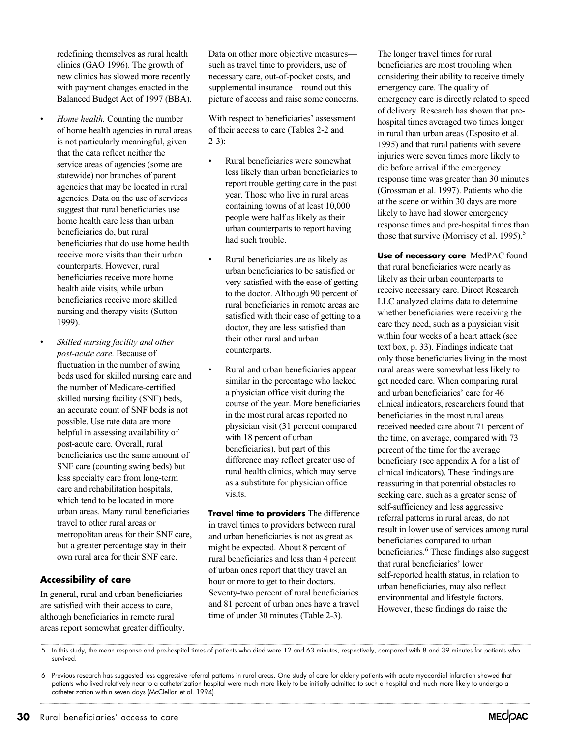redefining themselves as rural health clinics (GAO 1996). The growth of new clinics has slowed more recently with payment changes enacted in the Balanced Budget Act of 1997 (BBA).

- *Home health.* Counting the number of home health agencies in rural areas is not particularly meaningful, given that the data reflect neither the service areas of agencies (some are statewide) nor branches of parent agencies that may be located in rural agencies. Data on the use of services suggest that rural beneficiaries use home health care less than urban beneficiaries do, but rural beneficiaries that do use home health receive more visits than their urban counterparts. However, rural beneficiaries receive more home health aide visits, while urban beneficiaries receive more skilled nursing and therapy visits (Sutton 1999).
- *Skilled nursing facility and other post-acute care.* Because of fluctuation in the number of swing beds used for skilled nursing care and the number of Medicare-certified skilled nursing facility (SNF) beds, an accurate count of SNF beds is not possible. Use rate data are more helpful in assessing availability of post-acute care. Overall, rural beneficiaries use the same amount of SNF care (counting swing beds) but less specialty care from long-term care and rehabilitation hospitals, which tend to be located in more urban areas. Many rural beneficiaries travel to other rural areas or metropolitan areas for their SNF care, but a greater percentage stay in their own rural area for their SNF care.

### Accessibility of care

In general, rural and urban beneficiaries are satisfied with their access to care, although beneficiaries in remote rural areas report somewhat greater difficulty. Data on other more objective measures—such as travel time to providers, use of necessary care, out-of-pocket costs, and supplemental insurance—round out this picture of access and raise some concerns.

With respect to beneficiaries' assessment of their access to care (Tables 2-2 and 2-3):

- Rural beneficiaries were somewhat less likely than urban beneficiaries to report trouble getting care in the past year. Those who live in rural areas containing towns of at least 10,000 people were half as likely as their urban counterparts to report having had such trouble.
- Rural beneficiaries are as likely as urban beneficiaries to be satisfied or very satisfied with the ease of getting to the doctor. Although 90 percent of rural beneficiaries in remote areas are satisfied with their ease of getting to a doctor, they are less satisfied than their other rural and urban counterparts.
- Rural and urban beneficiaries appear similar in the percentage who lacked a physician office visit during the course of the year. More beneficiaries in the most rural areas reported no physician visit (31 percent compared with 18 percent of urban beneficiaries), but part of this difference may reflect greater use of rural health clinics, which may serve as a substitute for physician office visits.

**Travel time to providers** The difference in travel times to providers between rural and urban beneficiaries is not as great as might be expected. About 8 percent of rural beneficiaries and less than 4 percent of urban ones report that they travel an hour or more to get to their doctors. Seventy-two percent of rural beneficiaries and 81 percent of urban ones have a travel time of under 30 minutes (Table 2-3).

The longer travel times for rural beneficiaries are most troubling when considering their ability to receive timely emergency care. The quality of emergency care is directly related to speed of delivery. Research has shown that pre-hospital times averaged two times longer in rural than urban areas (Esposito et al. 1995) and that rural patients with severe injuries were seven times more likely to die before arrival if the emergency response time was greater than 30 minutes (Grossman et al. 1997). Patients who die at the scene or within 30 days are more likely to have had slower emergency response times and pre-hospital times than those that survive (Morrisey et al. 1995).[5]

**Use of necessary care** MedPAC found that rural beneficiaries were nearly as likely as their urban counterparts to receive necessary care. Direct Research LLC analyzed claims data to determine whether beneficiaries were receiving the care they need, such as a physician visit within four weeks of a heart attack (see text box, p. 33). Findings indicate that only those beneficiaries living in the most rural areas were somewhat less likely to get needed care. When comparing rural and urban beneficiaries' care for 46 clinical indicators, researchers found that beneficiaries in the most rural areas received needed care about 71 percent of the time, on average, compared with 73 percent of the time for the average beneficiary (see appendix A for a list of clinical indicators). These findings are reassuring in that potential obstacles to seeking care, such as a greater sense of self-sufficiency and less aggressive referral patterns in rural areas, do not result in lower use of services among rural beneficiaries compared to urban beneficiaries.[6] These findings also suggest that rural beneficiaries' lower self-reported health status, in relation to urban beneficiaries, may also reflect environmental and lifestyle factors. However, these findings do raise the

---

5 In this study, the mean response and pre-hospital times of patients who died were 12 and 63 minutes, respectively, compared with 8 and 39 minutes for patients who survived.

6 Previous research has suggested less aggressive referral patterns in rural areas. One study of care for elderly patients with acute myocardial infarction showed that patients who lived relatively near to a catheterization hospital were much more likely to be initially admitted to such a hospital and much more likely to undergo a catheterization within seven days (McClellan et al. 1994).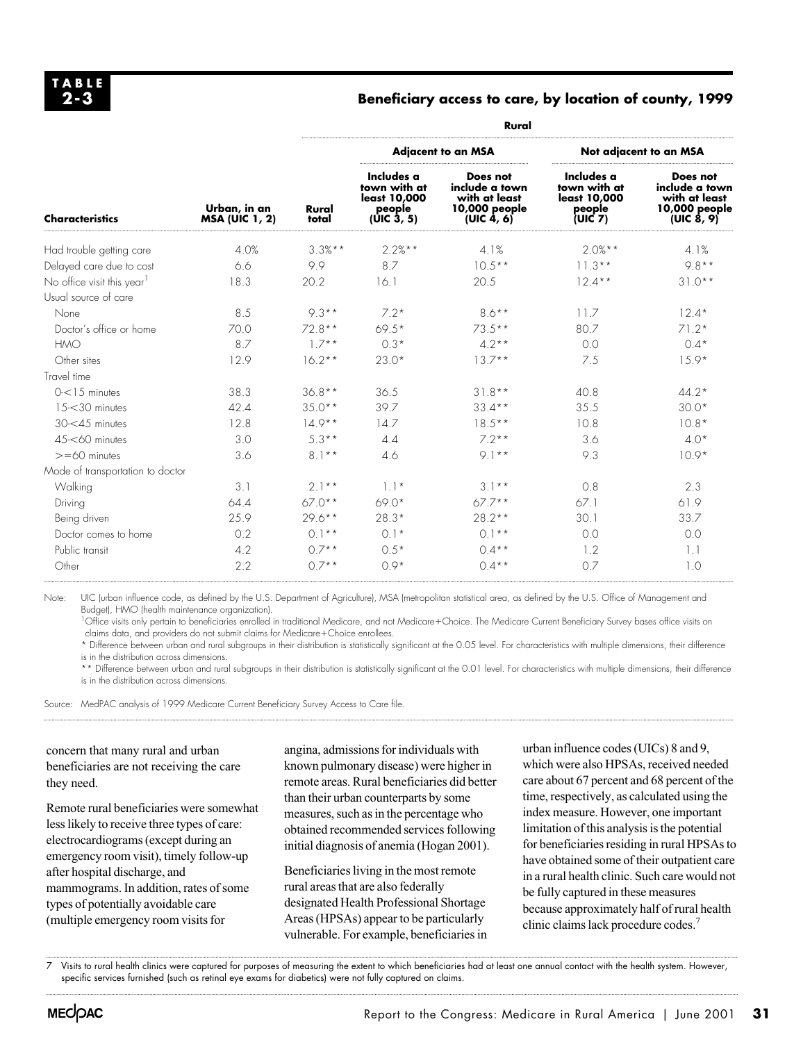**TABLE 2-3**

## Beneficiary access to care, by location of county, 1999

| Characteristics | Urban, in an MSA (UIC 1, 2) | Rural total | Rural: Adjacent to an MSA: Includes a town with at least 10,000 people (UIC 3, 5) | Rural: Adjacent to an MSA: Does not include a town with at least 10,000 people (UIC 4, 6) | Rural: Not adjacent to an MSA: Includes a town with at least 10,000 people (UIC 7) | Rural: Not adjacent to an MSA: Does not include a town with at least 10,000 people (UIC 8, 9) |
|---|---|---|---|---|---|---|
| Had trouble getting care | 4.0% | 3.3%** | 2.2%** | 4.1% | 2.0%** | 4.1% |
| Delayed care due to cost | 6.6 | 9.9 | 8.7 | 10.5** | 11.3** | 9.8** |
| No office visit this year[1] | 18.3 | 20.2 | 16.1 | 20.5 | 12.4** | 31.0** |
| Usual source of care | | | | | | |
| None | 8.5 | 9.3** | 7.2* | 8.6** | 11.7 | 12.4* |
| Doctor's office or home | 70.0 | 72.8** | 69.5* | 73.5** | 80.7 | 71.2* |
| HMO | 8.7 | 1.7** | 0.3* | 4.2** | 0.0 | 0.4* |
| Other sites | 12.9 | 16.2** | 23.0* | 13.7** | 7.5 | 15.9* |
| Travel time | | | | | | |
| 0-<15 minutes | 38.3 | 36.8** | 36.5 | 31.8** | 40.8 | 44.2* |
| 15-<30 minutes | 42.4 | 35.0** | 39.7 | 33.4** | 35.5 | 30.0* |
| 30-<45 minutes | 12.8 | 14.9** | 14.7 | 18.5** | 10.8 | 10.8* |
| 45-<60 minutes | 3.0 | 5.3** | 4.4 | 7.2** | 3.6 | 4.0* |
| >=60 minutes | 3.6 | 8.1** | 4.6 | 9.1** | 9.3 | 10.9* |
| Mode of transportation to doctor | | | | | | |
| Walking | 3.1 | 2.1** | 1.1* | 3.1** | 0.8 | 2.3 |
| Driving | 64.4 | 67.0** | 69.0* | 67.7** | 67.1 | 61.9 |
| Being driven | 25.9 | 29.6** | 28.3* | 28.2** | 30.1 | 33.7 |
| Doctor comes to home | 0.2 | 0.1** | 0.1* | 0.1** | 0.0 | 0.0 |
| Public transit | 4.2 | 0.7** | 0.5* | 0.4** | 1.2 | 1.1 |
| Other | 2.2 | 0.7** | 0.9* | 0.4** | 0.7 | 1.0 |

Note: UIC (urban influence code, as defined by the U.S. Department of Agriculture), MSA (metropolitan statistical area, as defined by the U.S. Office of Management and Budget), HMO (health maintenance organization).

[1] Office visits only pertain to beneficiaries enrolled in traditional Medicare, and not Medicare+Choice. The Medicare Current Beneficiary Survey bases office visits on claims data, and providers do not submit claims for Medicare+Choice enrollees.

\* Difference between urban and rural subgroups in their distribution is statistically significant at the 0.05 level. For characteristics with multiple dimensions, their difference is in the distribution across dimensions.

\*\* Difference between urban and rural subgroups in their distribution is statistically significant at the 0.01 level. For characteristics with multiple dimensions, their difference is in the distribution across dimensions.

Source: MedPAC analysis of 1999 Medicare Current Beneficiary Survey Access to Care file.

concern that many rural and urban beneficiaries are not receiving the care they need.

Remote rural beneficiaries were somewhat less likely to receive three types of care: electrocardiograms (except during an emergency room visit), timely follow-up after hospital discharge, and mammograms. In addition, rates of some types of potentially avoidable care (multiple emergency room visits for angina, admissions for individuals with known pulmonary disease) were higher in remote areas. Rural beneficiaries did better than their urban counterparts by some measures, such as in the percentage who obtained recommended services following initial diagnosis of anemia (Hogan 2001).

Beneficiaries living in the most remote rural areas that are also federally designated Health Professional Shortage Areas (HPSAs) appear to be particularly vulnerable. For example, beneficiaries in urban influence codes (UICs) 8 and 9, which were also HPSAs, received needed care about 67 percent and 68 percent of the time, respectively, as calculated using the index measure. However, one important limitation of this analysis is the potential for beneficiaries residing in rural HPSAs to have obtained some of their outpatient care in a rural health clinic. Such care would not be fully captured in these measures because approximately half of rural health clinic claims lack procedure codes.[7]

7 Visits to rural health clinics were captured for purposes of measuring the extent to which beneficiaries had at least one annual contact with the health system. However, specific services furnished (such as retinal eye exams for diabetics) were not fully captured on claims.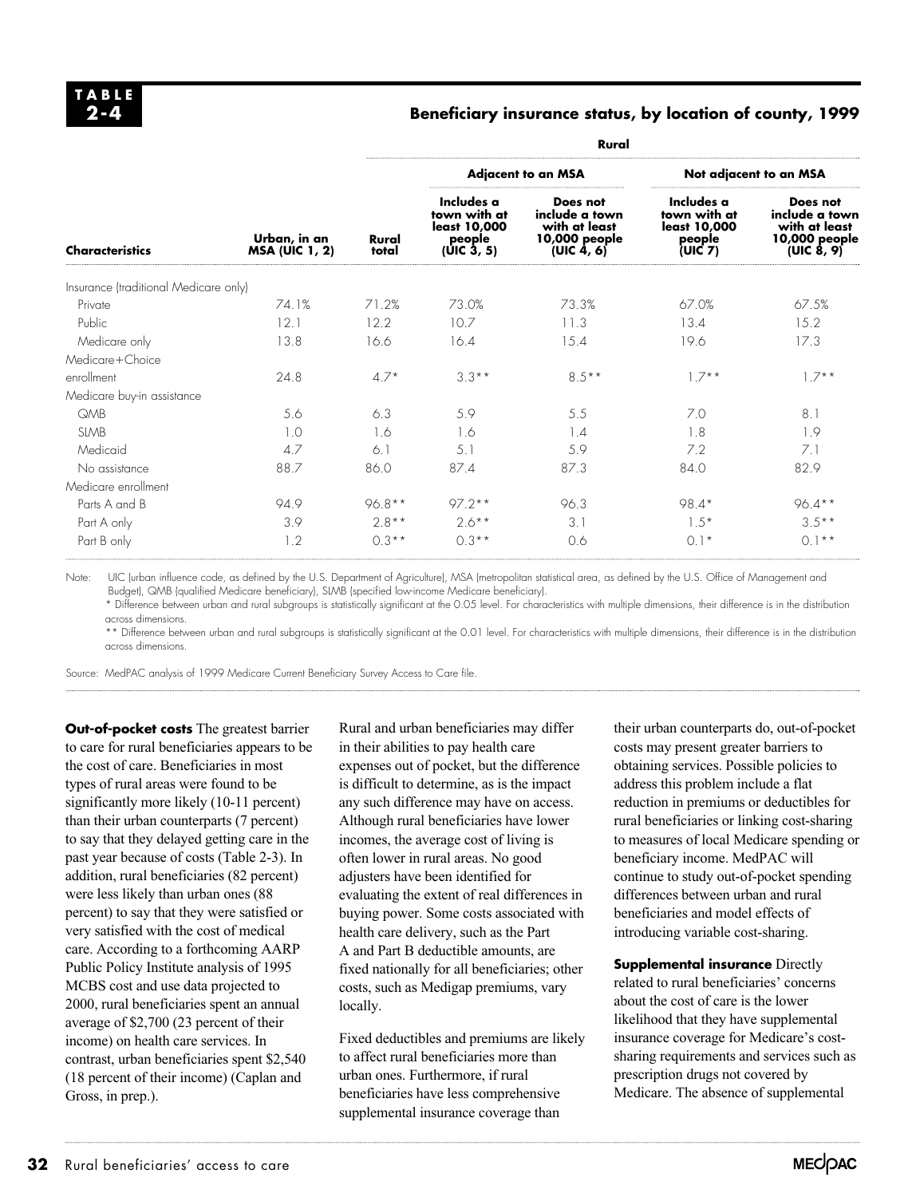**TABLE 2-4**

**Beneficiary insurance status, by location of county, 1999**

| Characteristics | Urban, in an MSA (UIC 1, 2) | Rural total | Rural: Adjacent to an MSA: Includes a town with at least 10,000 people (UIC 3, 5) | Rural: Adjacent to an MSA: Does not include a town with at least 10,000 people (UIC 4, 6) | Rural: Not adjacent to an MSA: Includes a town with at least 10,000 people (UIC 7) | Rural: Not adjacent to an MSA: Does not include a town with at least 10,000 people (UIC 8, 9) |
|---|---|---|---|---|---|---|
| Insurance (traditional Medicare only) | | | | | | |
| Private | 74.1% | 71.2% | 73.0% | 73.3% | 67.0% | 67.5% |
| Public | 12.1 | 12.2 | 10.7 | 11.3 | 13.4 | 15.2 |
| Medicare only | 13.8 | 16.6 | 16.4 | 15.4 | 19.6 | 17.3 |
| Medicare+Choice enrollment | 24.8 | 4.7* | 3.3** | 8.5** | 1.7** | 1.7** |
| Medicare buy-in assistance | | | | | | |
| QMB | 5.6 | 6.3 | 5.9 | 5.5 | 7.0 | 8.1 |
| SLMB | 1.0 | 1.6 | 1.6 | 1.4 | 1.8 | 1.9 |
| Medicaid | 4.7 | 6.1 | 5.1 | 5.9 | 7.2 | 7.1 |
| No assistance | 88.7 | 86.0 | 87.4 | 87.3 | 84.0 | 82.9 |
| Medicare enrollment | | | | | | |
| Parts A and B | 94.9 | 96.8** | 97.2** | 96.3 | 98.4* | 96.4** |
| Part A only | 3.9 | 2.8** | 2.6** | 3.1 | 1.5* | 3.5** |
| Part B only | 1.2 | 0.3** | 0.3** | 0.6 | 0.1* | 0.1** |

Note: UIC (urban influence code, as defined by the U.S. Department of Agriculture), MSA (metropolitan statistical area, as defined by the U.S. Office of Management and Budget), QMB (qualified Medicare beneficiary), SLMB (specified low-income Medicare beneficiary).
\* Difference between urban and rural subgroups is statistically significant at the 0.05 level. For characteristics with multiple dimensions, their difference is in the distribution across dimensions.
\*\* Difference between urban and rural subgroups is statistically significant at the 0.01 level. For characteristics with multiple dimensions, their difference is in the distribution across dimensions.

Source: MedPAC analysis of 1999 Medicare Current Beneficiary Survey Access to Care file.

**Out-of-pocket costs** The greatest barrier to care for rural beneficiaries appears to be the cost of care. Beneficiaries in most types of rural areas were found to be significantly more likely (10-11 percent) than their urban counterparts (7 percent) to say that they delayed getting care in the past year because of costs (Table 2-3). In addition, rural beneficiaries (82 percent) were less likely than urban ones (88 percent) to say that they were satisfied or very satisfied with the cost of medical care. According to a forthcoming AARP Public Policy Institute analysis of 1995 MCBS cost and use data projected to 2000, rural beneficiaries spent an annual average of $2,700 (23 percent of their income) on health care services. In contrast, urban beneficiaries spent $2,540 (18 percent of their income) (Caplan and Gross, in prep.).

Rural and urban beneficiaries may differ in their abilities to pay health care expenses out of pocket, but the difference is difficult to determine, as is the impact any such difference may have on access. Although rural beneficiaries have lower incomes, the average cost of living is often lower in rural areas. No good adjusters have been identified for evaluating the extent of real differences in buying power. Some costs associated with health care delivery, such as the Part A and Part B deductible amounts, are fixed nationally for all beneficiaries; other costs, such as Medigap premiums, vary locally.

Fixed deductibles and premiums are likely to affect rural beneficiaries more than urban ones. Furthermore, if rural beneficiaries have less comprehensive supplemental insurance coverage than their urban counterparts do, out-of-pocket costs may present greater barriers to obtaining services. Possible policies to address this problem include a flat reduction in premiums or deductibles for rural beneficiaries or linking cost-sharing to measures of local Medicare spending or beneficiary income. MedPAC will continue to study out-of-pocket spending differences between urban and rural beneficiaries and model effects of introducing variable cost-sharing.

**Supplemental insurance** Directly related to rural beneficiaries' concerns about the cost of care is the lower likelihood that they have supplemental insurance coverage for Medicare's cost-sharing requirements and services such as prescription drugs not covered by Medicare. The absence of supplemental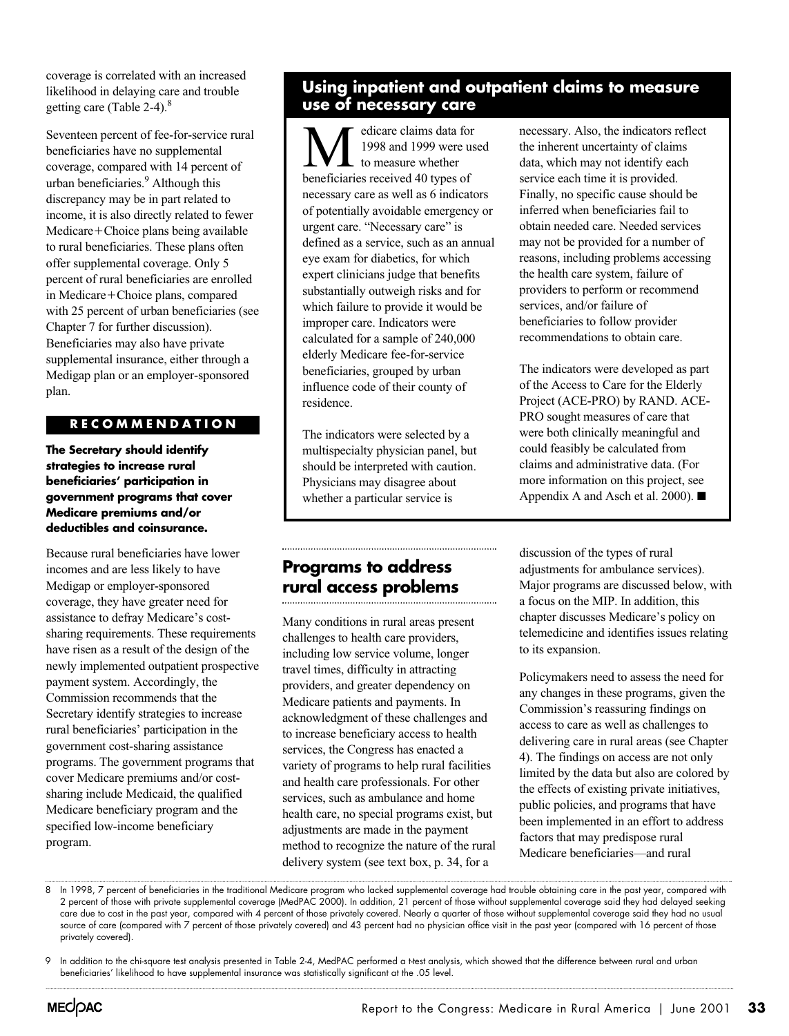coverage is correlated with an increased likelihood in delaying care and trouble getting care (Table 2-4).[8]

Seventeen percent of fee-for-service rural beneficiaries have no supplemental coverage, compared with 14 percent of urban beneficiaries.[9] Although this discrepancy may be in part related to income, it is also directly related to fewer Medicare+Choice plans being available to rural beneficiaries. These plans often offer supplemental coverage. Only 5 percent of rural beneficiaries are enrolled in Medicare+Choice plans, compared with 25 percent of urban beneficiaries (see Chapter 7 for further discussion). Beneficiaries may also have private supplemental insurance, either through a Medigap plan or an employer-sponsored plan.

**RECOMMENDATION**

**The Secretary should identify strategies to increase rural beneficiaries' participation in government programs that cover Medicare premiums and/or deductibles and coinsurance.**

Because rural beneficiaries have lower incomes and are less likely to have Medigap or employer-sponsored coverage, they have greater need for assistance to defray Medicare's cost-sharing requirements. These requirements have risen as a result of the design of the newly implemented outpatient prospective payment system. Accordingly, the Commission recommends that the Secretary identify strategies to increase rural beneficiaries' participation in the government cost-sharing assistance programs. The government programs that cover Medicare premiums and/or cost-sharing include Medicaid, the qualified Medicare beneficiary program and the specified low-income beneficiary program.

## Using inpatient and outpatient claims to measure use of necessary care

Medicare claims data for 1998 and 1999 were used to measure whether beneficiaries received 40 types of necessary care as well as 6 indicators of potentially avoidable emergency or urgent care. "Necessary care" is defined as a service, such as an annual eye exam for diabetics, for which expert clinicians judge that benefits substantially outweigh risks and for which failure to provide it would be improper care. Indicators were calculated for a sample of 240,000 elderly Medicare fee-for-service beneficiaries, grouped by urban influence code of their county of residence.

The indicators were selected by a multispecialty physician panel, but should be interpreted with caution. Physicians may disagree about whether a particular service is necessary. Also, the indicators reflect the inherent uncertainty of claims data, which may not identify each service each time it is provided. Finally, no specific cause should be inferred when beneficiaries fail to obtain needed care. Needed services may not be provided for a number of reasons, including problems accessing the health care system, failure of providers to perform or recommend services, and/or failure of beneficiaries to follow provider recommendations to obtain care.

The indicators were developed as part of the Access to Care for the Elderly Project (ACE-PRO) by RAND. ACE-PRO sought measures of care that were both clinically meaningful and could feasibly be calculated from claims and administrative data. (For more information on this project, see Appendix A and Asch et al. 2000). ■

## Programs to address rural access problems

Many conditions in rural areas present challenges to health care providers, including low service volume, longer travel times, difficulty in attracting providers, and greater dependency on Medicare patients and payments. In acknowledgment of these challenges and to increase beneficiary access to health services, the Congress has enacted a variety of programs to help rural facilities and health care professionals. For other services, such as ambulance and home health care, no special programs exist, but adjustments are made in the payment method to recognize the nature of the rural delivery system (see text box, p. 34, for a discussion of the types of rural adjustments for ambulance services). Major programs are discussed below, with a focus on the MIP. In addition, this chapter discusses Medicare's policy on telemedicine and identifies issues relating to its expansion.

Policymakers need to assess the need for any changes in these programs, given the Commission's reassuring findings on access to care as well as challenges to delivering care in rural areas (see Chapter 4). The findings on access are not only limited by the data but also are colored by the effects of existing private initiatives, public policies, and programs that have been implemented in an effort to address factors that may predispose rural Medicare beneficiaries—and rural

8 In 1998, 7 percent of beneficiaries in the traditional Medicare program who lacked supplemental coverage had trouble obtaining care in the past year, compared with 2 percent of those with private supplemental coverage (MedPAC 2000). In addition, 21 percent of those without supplemental coverage said they had delayed seeking care due to cost in the past year, compared with 4 percent of those privately covered. Nearly a quarter of those without supplemental coverage said they had no usual source of care (compared with 7 percent of those privately covered) and 43 percent had no physician office visit in the past year (compared with 16 percent of those privately covered).

9 In addition to the chi-square test analysis presented in Table 2-4, MedPAC performed a t-test analysis, which showed that the difference between rural and urban beneficiaries' likelihood to have supplemental insurance was statistically significant at the .05 level.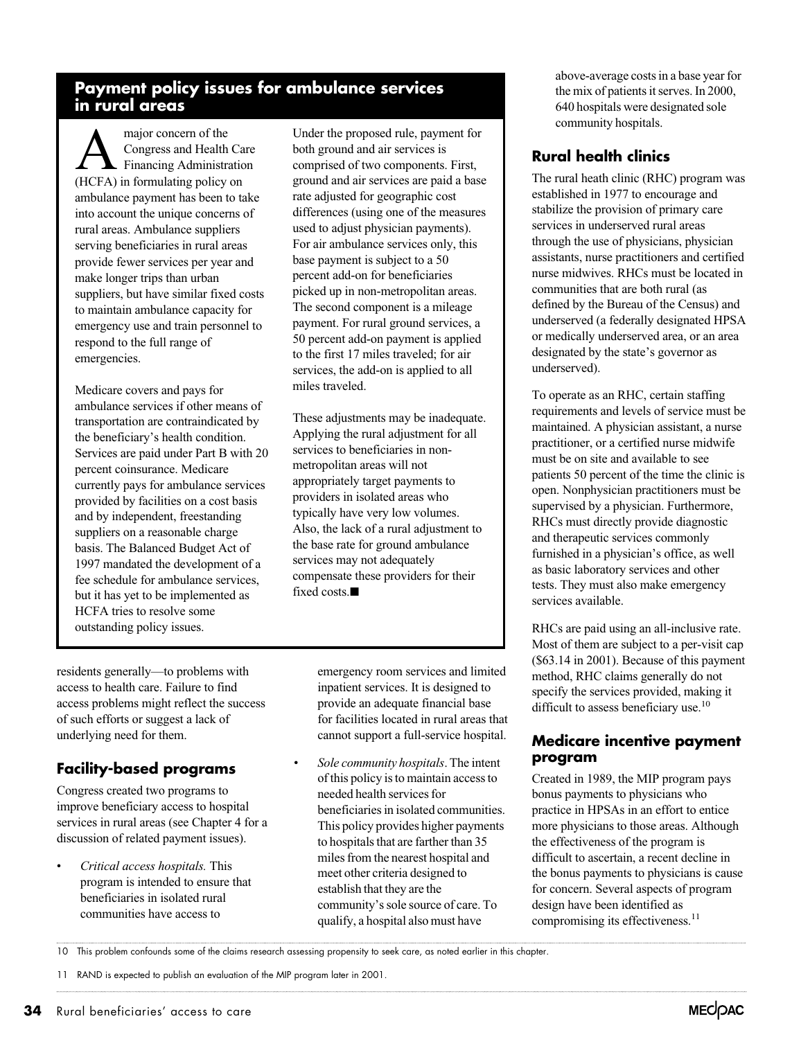## Payment policy issues for ambulance services in rural areas

A major concern of the Congress and Health Care Financing Administration (HCFA) in formulating policy on ambulance payment has been to take into account the unique concerns of rural areas. Ambulance suppliers serving beneficiaries in rural areas provide fewer services per year and make longer trips than urban suppliers, but have similar fixed costs to maintain ambulance capacity for emergency use and train personnel to respond to the full range of emergencies.

Medicare covers and pays for ambulance services if other means of transportation are contraindicated by the beneficiary's health condition. Services are paid under Part B with 20 percent coinsurance. Medicare currently pays for ambulance services provided by facilities on a cost basis and by independent, freestanding suppliers on a reasonable charge basis. The Balanced Budget Act of 1997 mandated the development of a fee schedule for ambulance services, but it has yet to be implemented as HCFA tries to resolve some outstanding policy issues.

Under the proposed rule, payment for both ground and air services is comprised of two components. First, ground and air services are paid a base rate adjusted for geographic cost differences (using one of the measures used to adjust physician payments). For air ambulance services only, this base payment is subject to a 50 percent add-on for beneficiaries picked up in non-metropolitan areas. The second component is a mileage payment. For rural ground services, a 50 percent add-on payment is applied to the first 17 miles traveled; for air services, the add-on is applied to all miles traveled.

These adjustments may be inadequate. Applying the rural adjustment for all services to beneficiaries in non-metropolitan areas will not appropriately target payments to providers in isolated areas who typically have very low volumes. Also, the lack of a rural adjustment to the base rate for ground ambulance services may not adequately compensate these providers for their fixed costs.■

residents generally—to problems with access to health care. Failure to find access problems might reflect the success of such efforts or suggest a lack of underlying need for them.

### Facility-based programs

Congress created two programs to improve beneficiary access to hospital services in rural areas (see Chapter 4 for a discussion of related payment issues).

- *Critical access hospitals.* This program is intended to ensure that beneficiaries in isolated rural communities have access to emergency room services and limited inpatient services. It is designed to provide an adequate financial base for facilities located in rural areas that cannot support a full-service hospital.
- *Sole community hospitals*. The intent of this policy is to maintain access to needed health services for beneficiaries in isolated communities. This policy provides higher payments to hospitals that are farther than 35 miles from the nearest hospital and meet other criteria designed to establish that they are the community's sole source of care. To qualify, a hospital also must have above-average costs in a base year for the mix of patients it serves. In 2000, 640 hospitals were designated sole community hospitals.

### Rural health clinics

The rural heath clinic (RHC) program was established in 1977 to encourage and stabilize the provision of primary care services in underserved rural areas through the use of physicians, physician assistants, nurse practitioners and certified nurse midwives. RHCs must be located in communities that are both rural (as defined by the Bureau of the Census) and underserved (a federally designated HPSA or medically underserved area, or an area designated by the state's governor as underserved).

To operate as an RHC, certain staffing requirements and levels of service must be maintained. A physician assistant, a nurse practitioner, or a certified nurse midwife must be on site and available to see patients 50 percent of the time the clinic is open. Nonphysician practitioners must be supervised by a physician. Furthermore, RHCs must directly provide diagnostic and therapeutic services commonly furnished in a physician's office, as well as basic laboratory services and other tests. They must also make emergency services available.

RHCs are paid using an all-inclusive rate. Most of them are subject to a per-visit cap ($63.14 in 2001). Because of this payment method, RHC claims generally do not specify the services provided, making it difficult to assess beneficiary use.[10]

### Medicare incentive payment program

Created in 1989, the MIP program pays bonus payments to physicians who practice in HPSAs in an effort to entice more physicians to those areas. Although the effectiveness of the program is difficult to ascertain, a recent decline in the bonus payments to physicians is cause for concern. Several aspects of program design have been identified as compromising its effectiveness.[11]

10 This problem confounds some of the claims research assessing propensity to seek care, as noted earlier in this chapter.

11 RAND is expected to publish an evaluation of the MIP program later in 2001.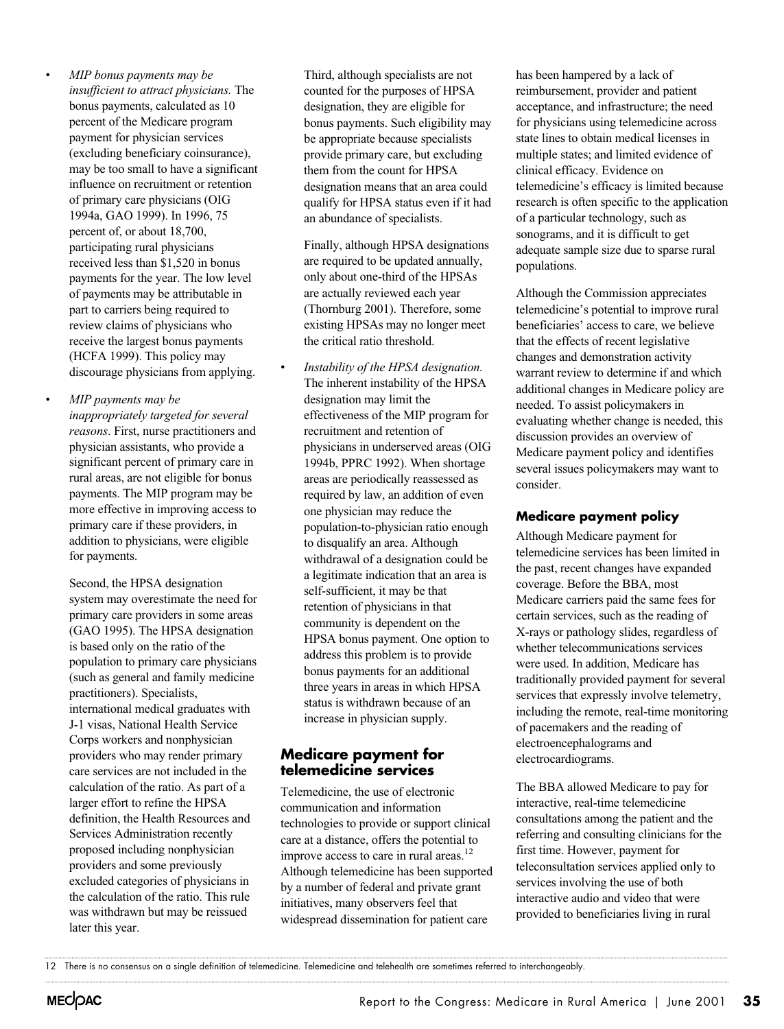- *MIP bonus payments may be insufficient to attract physicians.* The bonus payments, calculated as 10 percent of the Medicare program payment for physician services (excluding beneficiary coinsurance), may be too small to have a significant influence on recruitment or retention of primary care physicians (OIG 1994a, GAO 1999). In 1996, 75 percent of, or about 18,700, participating rural physicians received less than $1,520 in bonus payments for the year. The low level of payments may be attributable in part to carriers being required to review claims of physicians who receive the largest bonus payments (HCFA 1999). This policy may discourage physicians from applying.

- *MIP payments may be inappropriately targeted for several reasons*. First, nurse practitioners and physician assistants, who provide a significant percent of primary care in rural areas, are not eligible for bonus payments. The MIP program may be more effective in improving access to primary care if these providers, in addition to physicians, were eligible for payments.

  Second, the HPSA designation system may overestimate the need for primary care providers in some areas (GAO 1995). The HPSA designation is based only on the ratio of the population to primary care physicians (such as general and family medicine practitioners). Specialists, international medical graduates with J-1 visas, National Health Service Corps workers and nonphysician providers who may render primary care services are not included in the calculation of the ratio. As part of a larger effort to refine the HPSA definition, the Health Resources and Services Administration recently proposed including nonphysician providers and some previously excluded categories of physicians in the calculation of the ratio. This rule was withdrawn but may be reissued later this year.

  Third, although specialists are not counted for the purposes of HPSA designation, they are eligible for bonus payments. Such eligibility may be appropriate because specialists provide primary care, but excluding them from the count for HPSA designation means that an area could qualify for HPSA status even if it had an abundance of specialists.

  Finally, although HPSA designations are required to be updated annually, only about one-third of the HPSAs are actually reviewed each year (Thornburg 2001). Therefore, some existing HPSAs may no longer meet the critical ratio threshold.

- *Instability of the HPSA designation.* The inherent instability of the HPSA designation may limit the effectiveness of the MIP program for recruitment and retention of physicians in underserved areas (OIG 1994b, PPRC 1992). When shortage areas are periodically reassessed as required by law, an addition of even one physician may reduce the population-to-physician ratio enough to disqualify an area. Although withdrawal of a designation could be a legitimate indication that an area is self-sufficient, it may be that retention of physicians in that community is dependent on the HPSA bonus payment. One option to address this problem is to provide bonus payments for an additional three years in areas in which HPSA status is withdrawn because of an increase in physician supply.

## Medicare payment for telemedicine services

Telemedicine, the use of electronic communication and information technologies to provide or support clinical care at a distance, offers the potential to improve access to care in rural areas.[12] Although telemedicine has been supported by a number of federal and private grant initiatives, many observers feel that widespread dissemination for patient care has been hampered by a lack of reimbursement, provider and patient acceptance, and infrastructure; the need for physicians using telemedicine across state lines to obtain medical licenses in multiple states; and limited evidence of clinical efficacy. Evidence on telemedicine's efficacy is limited because research is often specific to the application of a particular technology, such as sonograms, and it is difficult to get adequate sample size due to sparse rural populations.

Although the Commission appreciates telemedicine's potential to improve rural beneficiaries' access to care, we believe that the effects of recent legislative changes and demonstration activity warrant review to determine if and which additional changes in Medicare policy are needed. To assist policymakers in evaluating whether change is needed, this discussion provides an overview of Medicare payment policy and identifies several issues policymakers may want to consider.

### Medicare payment policy

Although Medicare payment for telemedicine services has been limited in the past, recent changes have expanded coverage. Before the BBA, most Medicare carriers paid the same fees for certain services, such as the reading of X-rays or pathology slides, regardless of whether telecommunications services were used. In addition, Medicare has traditionally provided payment for several services that expressly involve telemetry, including the remote, real-time monitoring of pacemakers and the reading of electroencephalograms and electrocardiograms.

The BBA allowed Medicare to pay for interactive, real-time telemedicine consultations among the patient and the referring and consulting clinicians for the first time. However, payment for teleconsultation services applied only to services involving the use of both interactive audio and video that were provided to beneficiaries living in rural

12 There is no consensus on a single definition of telemedicine. Telemedicine and telehealth are sometimes referred to interchangeably.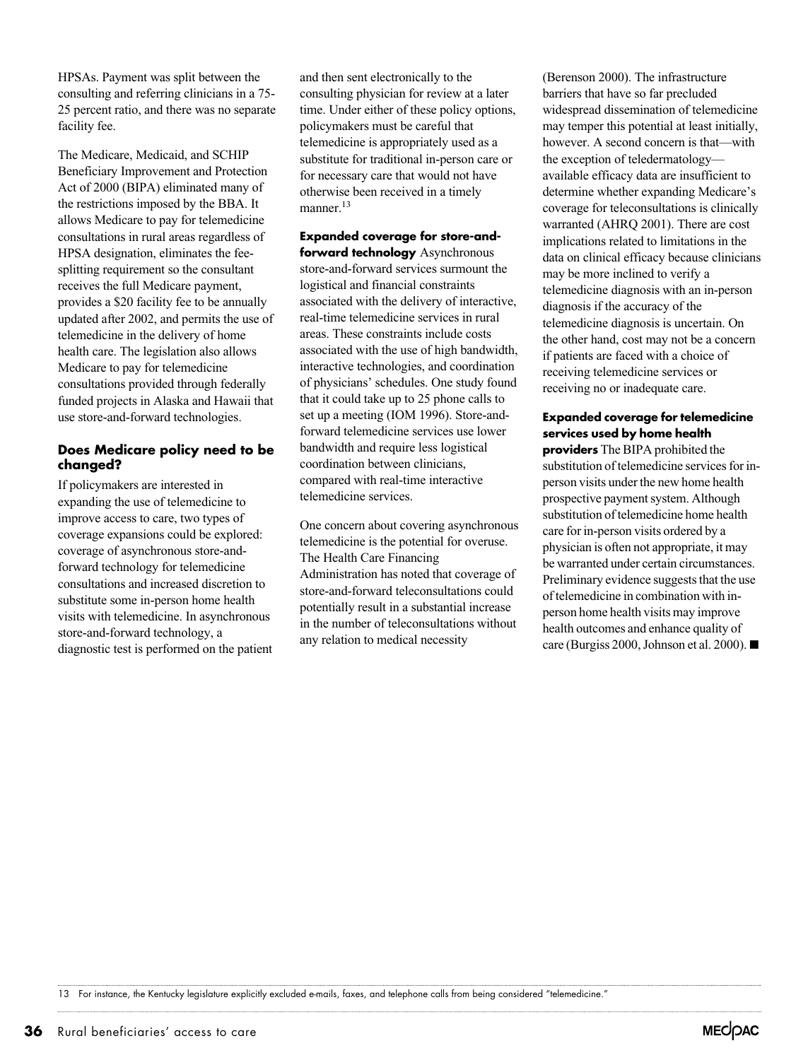HPSAs. Payment was split between the consulting and referring clinicians in a 75-25 percent ratio, and there was no separate facility fee.

The Medicare, Medicaid, and SCHIP Beneficiary Improvement and Protection Act of 2000 (BIPA) eliminated many of the restrictions imposed by the BBA. It allows Medicare to pay for telemedicine consultations in rural areas regardless of HPSA designation, eliminates the fee-splitting requirement so the consultant receives the full Medicare payment, provides a $20 facility fee to be annually updated after 2002, and permits the use of telemedicine in the delivery of home health care. The legislation also allows Medicare to pay for telemedicine consultations provided through federally funded projects in Alaska and Hawaii that use store-and-forward technologies.

### Does Medicare policy need to be changed?

If policymakers are interested in expanding the use of telemedicine to improve access to care, two types of coverage expansions could be explored: coverage of asynchronous store-and-forward technology for telemedicine consultations and increased discretion to substitute some in-person home health visits with telemedicine. In asynchronous store-and-forward technology, a diagnostic test is performed on the patient and then sent electronically to the consulting physician for review at a later time. Under either of these policy options, policymakers must be careful that telemedicine is appropriately used as a substitute for traditional in-person care or for necessary care that would not have otherwise been received in a timely manner.[13]

**Expanded coverage for store-and-forward technology** Asynchronous store-and-forward services surmount the logistical and financial constraints associated with the delivery of interactive, real-time telemedicine services in rural areas. These constraints include costs associated with the use of high bandwidth, interactive technologies, and coordination of physicians' schedules. One study found that it could take up to 25 phone calls to set up a meeting (IOM 1996). Store-and-forward telemedicine services use lower bandwidth and require less logistical coordination between clinicians, compared with real-time interactive telemedicine services.

One concern about covering asynchronous telemedicine is the potential for overuse. The Health Care Financing Administration has noted that coverage of store-and-forward teleconsultations could potentially result in a substantial increase in the number of teleconsultations without any relation to medical necessity (Berenson 2000). The infrastructure barriers that have so far precluded widespread dissemination of telemedicine may temper this potential at least initially, however. A second concern is that—with the exception of teledermatology—available efficacy data are insufficient to determine whether expanding Medicare's coverage for teleconsultations is clinically warranted (AHRQ 2001). There are cost implications related to limitations in the data on clinical efficacy because clinicians may be more inclined to verify a telemedicine diagnosis with an in-person diagnosis if the accuracy of the telemedicine diagnosis is uncertain. On the other hand, cost may not be a concern if patients are faced with a choice of receiving telemedicine services or receiving no or inadequate care.

**Expanded coverage for telemedicine services used by home health providers** The BIPA prohibited the substitution of telemedicine services for in-person visits under the new home health prospective payment system. Although substitution of telemedicine home health care for in-person visits ordered by a physician is often not appropriate, it may be warranted under certain circumstances. Preliminary evidence suggests that the use of telemedicine in combination with in-person home health visits may improve health outcomes and enhance quality of care (Burgiss 2000, Johnson et al. 2000). ■

13 For instance, the Kentucky legislature explicitly excluded e-mails, faxes, and telephone calls from being considered "telemedicine."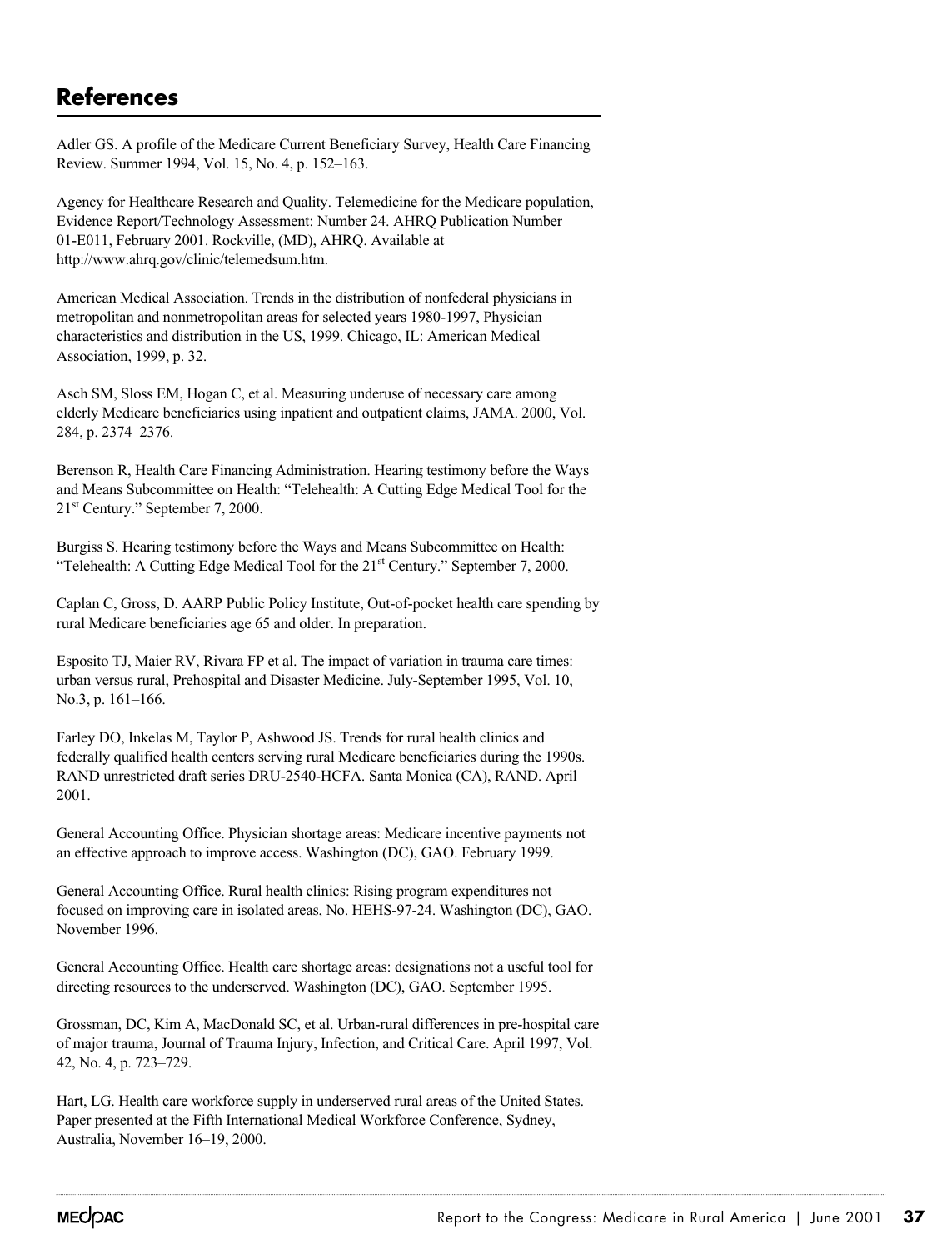## References

Adler GS. A profile of the Medicare Current Beneficiary Survey, Health Care Financing Review. Summer 1994, Vol. 15, No. 4, p. 152–163.

Agency for Healthcare Research and Quality. Telemedicine for the Medicare population, Evidence Report/Technology Assessment: Number 24. AHRQ Publication Number 01-E011, February 2001. Rockville, (MD), AHRQ. Available at http://www.ahrq.gov/clinic/telemedsum.htm.

American Medical Association. Trends in the distribution of nonfederal physicians in metropolitan and nonmetropolitan areas for selected years 1980-1997, Physician characteristics and distribution in the US, 1999. Chicago, IL: American Medical Association, 1999, p. 32.

Asch SM, Sloss EM, Hogan C, et al. Measuring underuse of necessary care among elderly Medicare beneficiaries using inpatient and outpatient claims, JAMA. 2000, Vol. 284, p. 2374–2376.

Berenson R, Health Care Financing Administration. Hearing testimony before the Ways and Means Subcommittee on Health: "Telehealth: A Cutting Edge Medical Tool for the 21st Century." September 7, 2000.

Burgiss S. Hearing testimony before the Ways and Means Subcommittee on Health: "Telehealth: A Cutting Edge Medical Tool for the 21st Century." September 7, 2000.

Caplan C, Gross, D. AARP Public Policy Institute, Out-of-pocket health care spending by rural Medicare beneficiaries age 65 and older. In preparation.

Esposito TJ, Maier RV, Rivara FP et al. The impact of variation in trauma care times: urban versus rural, Prehospital and Disaster Medicine. July-September 1995, Vol. 10, No.3, p. 161–166.

Farley DO, Inkelas M, Taylor P, Ashwood JS. Trends for rural health clinics and federally qualified health centers serving rural Medicare beneficiaries during the 1990s. RAND unrestricted draft series DRU-2540-HCFA. Santa Monica (CA), RAND. April 2001.

General Accounting Office. Physician shortage areas: Medicare incentive payments not an effective approach to improve access. Washington (DC), GAO. February 1999.

General Accounting Office. Rural health clinics: Rising program expenditures not focused on improving care in isolated areas, No. HEHS-97-24. Washington (DC), GAO. November 1996.

General Accounting Office. Health care shortage areas: designations not a useful tool for directing resources to the underserved. Washington (DC), GAO. September 1995.

Grossman, DC, Kim A, MacDonald SC, et al. Urban-rural differences in pre-hospital care of major trauma, Journal of Trauma Injury, Infection, and Critical Care. April 1997, Vol. 42, No. 4, p. 723–729.

Hart, LG. Health care workforce supply in underserved rural areas of the United States. Paper presented at the Fifth International Medical Workforce Conference, Sydney, Australia, November 16–19, 2000.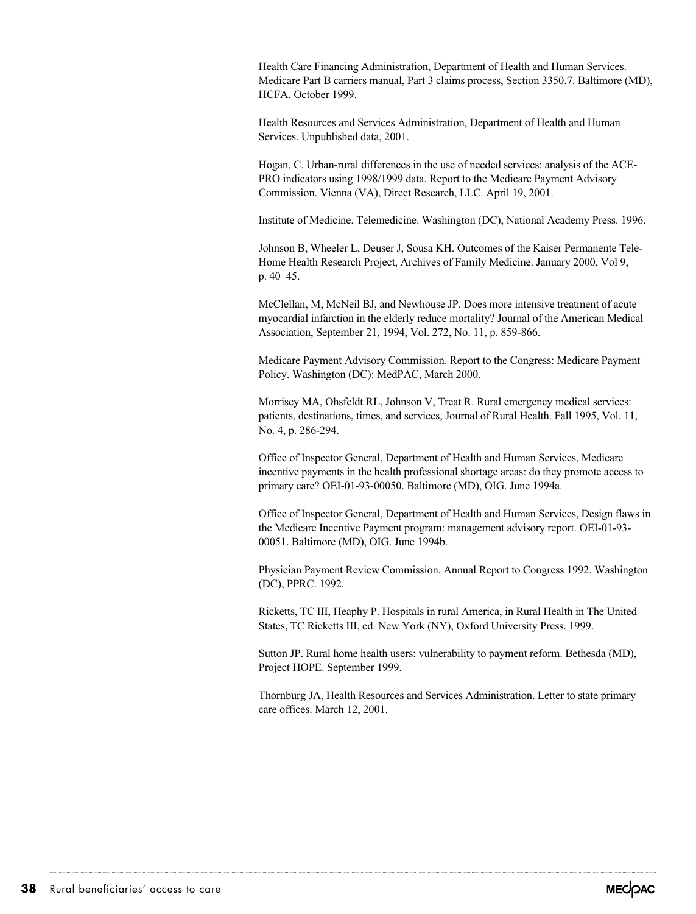Health Care Financing Administration, Department of Health and Human Services. Medicare Part B carriers manual, Part 3 claims process, Section 3350.7. Baltimore (MD), HCFA. October 1999.

Health Resources and Services Administration, Department of Health and Human Services. Unpublished data, 2001.

Hogan, C. Urban-rural differences in the use of needed services: analysis of the ACE-PRO indicators using 1998/1999 data. Report to the Medicare Payment Advisory Commission. Vienna (VA), Direct Research, LLC. April 19, 2001.

Institute of Medicine. Telemedicine. Washington (DC), National Academy Press. 1996.

Johnson B, Wheeler L, Deuser J, Sousa KH. Outcomes of the Kaiser Permanente Tele-Home Health Research Project, Archives of Family Medicine. January 2000, Vol 9, p. 40–45.

McClellan, M, McNeil BJ, and Newhouse JP. Does more intensive treatment of acute myocardial infarction in the elderly reduce mortality? Journal of the American Medical Association, September 21, 1994, Vol. 272, No. 11, p. 859-866.

Medicare Payment Advisory Commission. Report to the Congress: Medicare Payment Policy. Washington (DC): MedPAC, March 2000.

Morrisey MA, Ohsfeldt RL, Johnson V, Treat R. Rural emergency medical services: patients, destinations, times, and services, Journal of Rural Health. Fall 1995, Vol. 11, No. 4, p. 286-294.

Office of Inspector General, Department of Health and Human Services, Medicare incentive payments in the health professional shortage areas: do they promote access to primary care? OEI-01-93-00050. Baltimore (MD), OIG. June 1994a.

Office of Inspector General, Department of Health and Human Services, Design flaws in the Medicare Incentive Payment program: management advisory report. OEI-01-93-00051. Baltimore (MD), OIG. June 1994b.

Physician Payment Review Commission. Annual Report to Congress 1992. Washington (DC), PPRC. 1992.

Ricketts, TC III, Heaphy P. Hospitals in rural America, in Rural Health in The United States, TC Ricketts III, ed. New York (NY), Oxford University Press. 1999.

Sutton JP. Rural home health users: vulnerability to payment reform. Bethesda (MD), Project HOPE. September 1999.

Thornburg JA, Health Resources and Services Administration. Letter to state primary care offices. March 12, 2001.